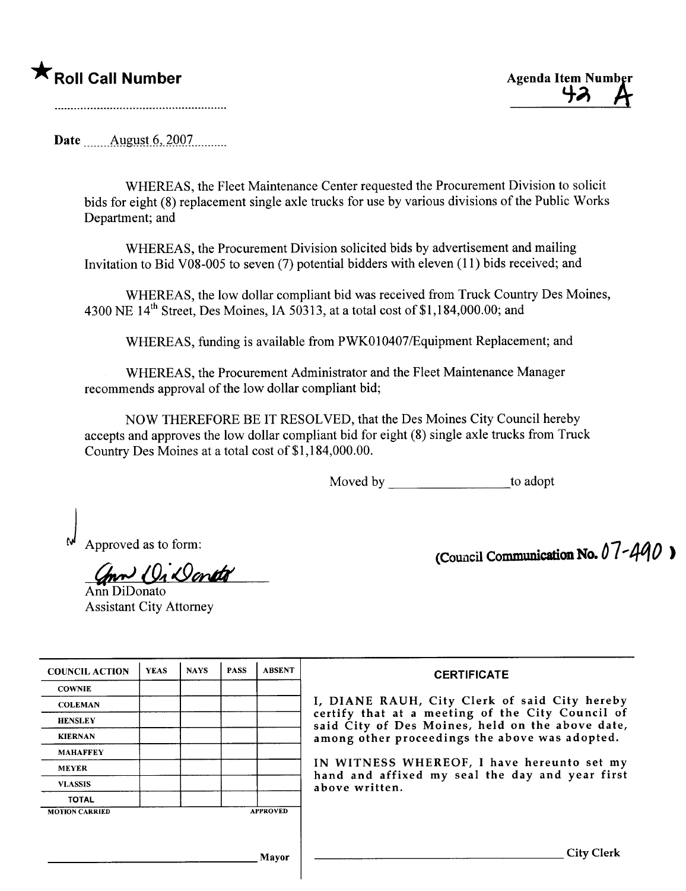★ **Roll Call Number**

..........................................................

**Agenda Item Number**
42 A

Date ........August 6, 2007.........

WHEREAS, the Fleet Maintenance Center requested the Procurement Division to solicit bids for eight (8) replacement single axle trucks for use by various divisions of the Public Works Department; and

WHEREAS, the Procurement Division solicited bids by advertisement and mailing Invitation to Bid V08-005 to seven (7) potential bidders with eleven (11) bids received; and

WHEREAS, the low dollar compliant bid was received from Truck Country Des Moines, 4300 NE 14th Street, Des Moines, IA 50313, at a total cost of $1,184,000.00; and

WHEREAS, funding is available from PWK010407/Equipment Replacement; and

WHEREAS, the Procurement Administrator and the Fleet Maintenance Manager recommends approval of the low dollar compliant bid;

NOW THEREFORE BE IT RESOLVED, that the Des Moines City Council hereby accepts and approves the low dollar compliant bid for eight (8) single axle trucks from Truck Country Des Moines at a total cost of $1,184,000.00.

Moved by \_\_\_\_\_\_\_\_\_\_\_\_\_\_\_\_\_\_ to adopt

Approved as to form:

Ann DiDonato
Ann DiDonato
Assistant City Attorney

(Council Communication No. 07-490)

| COUNCIL ACTION | YEAS | NAYS | PASS | ABSENT |
|---|---|---|---|---|
| COWNIE | | | | |
| COLEMAN | | | | |
| HENSLEY | | | | |
| KIERNAN | | | | |
| MAHAFFEY | | | | |
| MEYER | | | | |
| VLASSIS | | | | |
| TOTAL | | | | |

MOTION CARRIED APPROVED

\_\_\_\_\_\_\_\_\_\_\_\_\_\_\_\_\_\_\_\_\_\_\_\_\_\_\_\_ Mayor

**CERTIFICATE**

I, DIANE RAUH, City Clerk of said City hereby certify that at a meeting of the City Council of said City of Des Moines, held on the above date, among other proceedings the above was adopted.

IN WITNESS WHEREOF, I have hereunto set my hand and affixed my seal the day and year first above written.

\_\_\_\_\_\_\_\_\_\_\_\_\_\_\_\_\_\_\_\_\_\_\_\_\_\_\_\_ City Clerk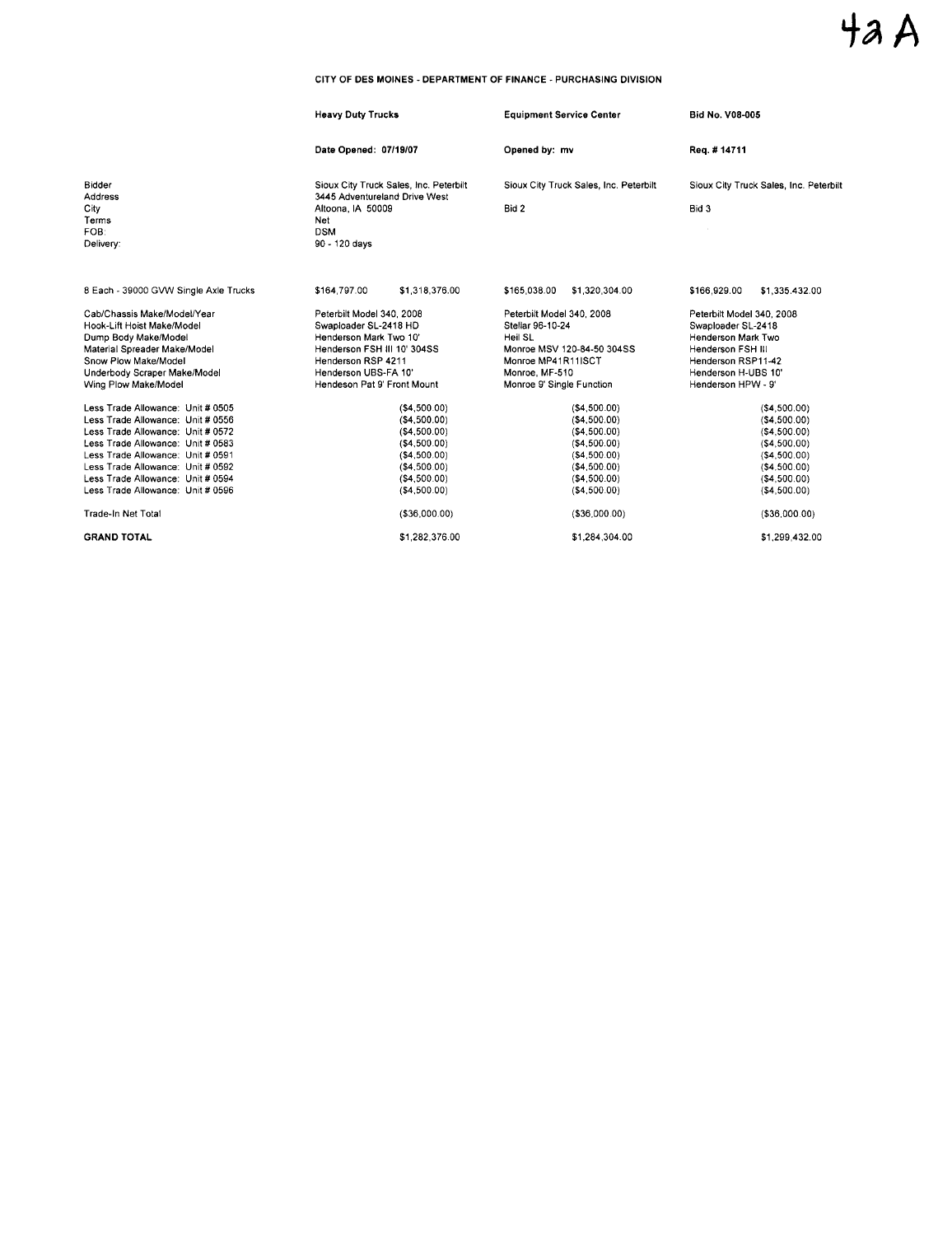4a A

**CITY OF DES MOINES - DEPARTMENT OF FINANCE - PURCHASING DIVISION**

| | Heavy Duty Trucks | | Equipment Service Center | | Bid No. V08-005 | |
|---|---|---|---|---|---|---|
| | Date Opened: 07/19/07 | | Opened by: mv | | Req. # 14711 | |
| Bidder | Sioux City Truck Sales, Inc. Peterbilt | | Sioux City Truck Sales, Inc. Peterbilt | | Sioux City Truck Sales, Inc. Peterbilt | |
| Address | 3445 Adventureland Drive West | | | | | |
| City | Altoona, IA 50009 | | Bid 2 | | Bid 3 | |
| Terms | Net | | | | | |
| FOB: | DSM | | | | | |
| Delivery: | 90 - 120 days | | | | | |
| 8 Each - 39000 GVW Single Axle Trucks | $164,797.00 | $1,318,376.00 | $165,038.00 | $1,320,304.00 | $166,929.00 | $1,335,432.00 |
| Cab/Chassis Make/Model/Year | Peterbilt Model 340, 2008 | | Peterbilt Model 340, 2008 | | Peterbilt Model 340, 2008 | |
| Hook-Lift Hoist Make/Model | Swaploader SL-2418 HD | | Stellar 96-10-24 | | Swaploader SL-2418 | |
| Dump Body Make/Model | Henderson Mark Two 10' | | Heil SL | | Henderson Mark Two | |
| Material Spreader Make/Model | Henderson FSH III 10' 304SS | | Monroe MSV 120-84-50 304SS | | Henderson FSH III | |
| Snow Plow Make/Model | Henderson RSP 4211 | | Monroe MP41R11ISCT | | Henderson RSP11-42 | |
| Underbody Scraper Make/Model | Henderson UBS-FA 10' | | Monroe, MF-510 | | Henderson H-UBS 10' | |
| Wing Plow Make/Model | Hendeson Pat 9' Front Mount | | Monroe 9' Single Function | | Henderson HPW - 9' | |
| Less Trade Allowance: Unit # 0505 | | ($4,500.00) | | ($4,500.00) | | ($4,500.00) |
| Less Trade Allowance: Unit # 0556 | | ($4,500.00) | | ($4,500.00) | | ($4,500.00) |
| Less Trade Allowance: Unit # 0572 | | ($4,500.00) | | ($4,500.00) | | ($4,500.00) |
| Less Trade Allowance: Unit # 0583 | | ($4,500.00) | | ($4,500.00) | | ($4,500.00) |
| Less Trade Allowance: Unit # 0591 | | ($4,500.00) | | ($4,500.00) | | ($4,500.00) |
| Less Trade Allowance: Unit # 0592 | | ($4,500.00) | | ($4,500.00) | | ($4,500.00) |
| Less Trade Allowance: Unit # 0594 | | ($4,500.00) | | ($4,500.00) | | ($4,500.00) |
| Less Trade Allowance: Unit # 0596 | | ($4,500.00) | | ($4,500.00) | | ($4,500.00) |
| Trade-In Net Total | | ($36,000.00) | | ($36,000.00) | | ($36,000.00) |
| **GRAND TOTAL** | | $1,282,376.00 | | $1,284,304.00 | | $1,299,432.00 |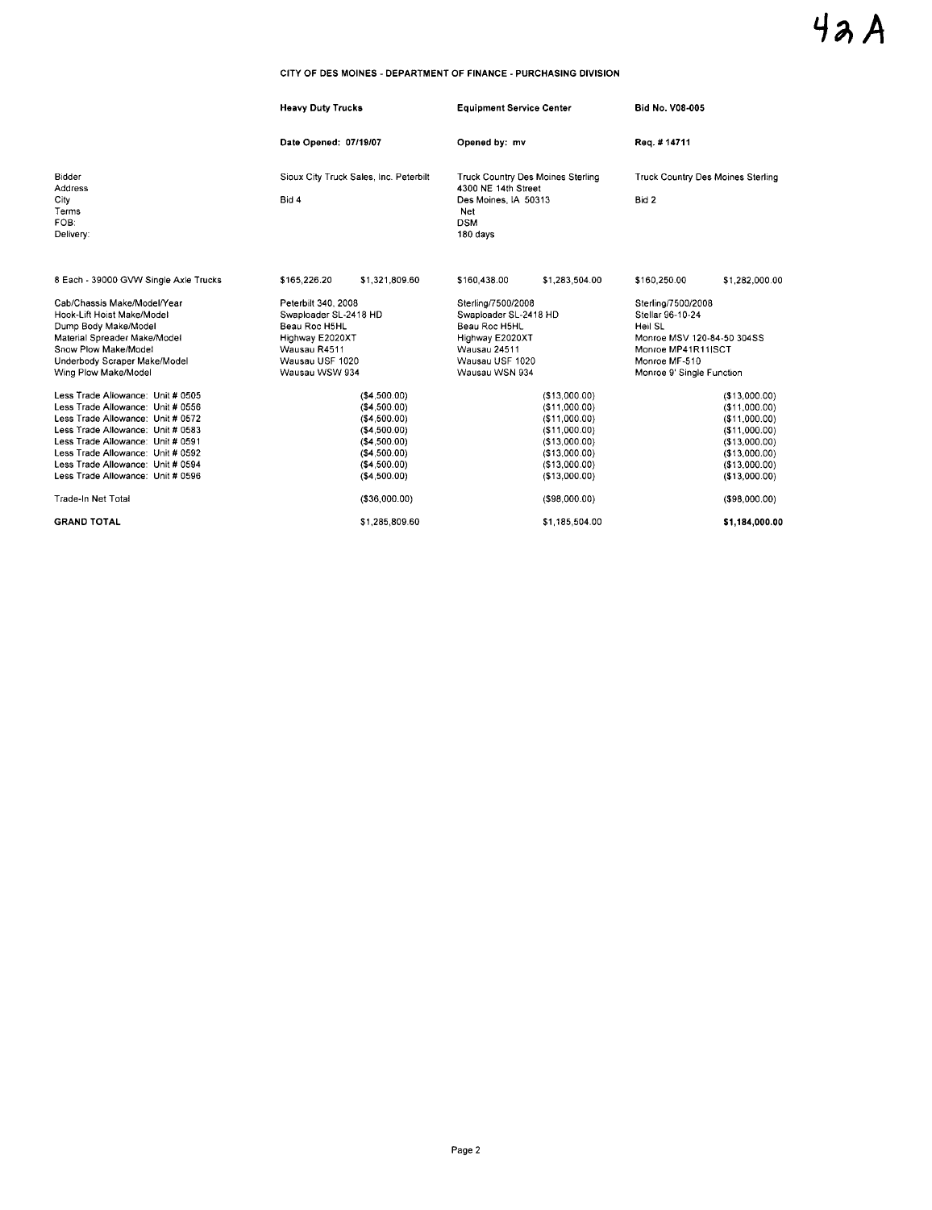42A

**CITY OF DES MOINES - DEPARTMENT OF FINANCE - PURCHASING DIVISION**

| | | | | | | |
|---|---|---|---|---|---|---|
| | **Heavy Duty Trucks** | | **Equipment Service Center** | | **Bid No. V08-005** | |
| | **Date Opened: 07/19/07** | | **Opened by: mv** | | **Req. # 14711** | |
| Bidder | Sioux City Truck Sales, Inc. Peterbilt | | Truck Country Des Moines Sterling | | Truck Country Des Moines Sterling | |
| Address | | | 4300 NE 14th Street | | | |
| City | Bid 4 | | Des Moines, IA 50313 | | Bid 2 | |
| Terms | | | Net | | | |
| FOB: | | | DSM | | | |
| Delivery: | | | 180 days | | | |
| 8 Each - 39000 GVW Single Axle Trucks | $165,226.20 | $1,321,809.60 | $160,438.00 | $1,283,504.00 | $160,250.00 | $1,282,000.00 |
| Cab/Chassis Make/Model/Year | Peterbilt 340, 2008 | | Sterling/7500/2008 | | Sterling/7500/2008 | |
| Hook-Lift Hoist Make/Model | Swaploader SL-2418 HD | | Swaploader SL-2418 HD | | Stellar 96-10-24 | |
| Dump Body Make/Model | Beau Roc H5HL | | Beau Roc H5HL | | Heil SL | |
| Material Spreader Make/Model | Highway E2020XT | | Highway E2020XT | | Monroe MSV 120-84-50 304SS | |
| Snow Plow Make/Model | Wausau R4511 | | Wausau 24511 | | Monroe MP41R11ISCT | |
| Underbody Scraper Make/Model | Wausau USF 1020 | | Wausau USF 1020 | | Monroe MF-510 | |
| Wing Plow Make/Model | Wausau WSW 934 | | Wausau WSN 934 | | Monroe 9' Single Function | |
| Less Trade Allowance: Unit # 0505 | | ($4,500.00) | | ($13,000.00) | | ($13,000.00) |
| Less Trade Allowance: Unit # 0556 | | ($4,500.00) | | ($11,000.00) | | ($11,000.00) |
| Less Trade Allowance: Unit # 0572 | | ($4,500.00) | | ($11,000.00) | | ($11,000.00) |
| Less Trade Allowance: Unit # 0583 | | ($4,500.00) | | ($11,000.00) | | ($11,000.00) |
| Less Trade Allowance: Unit # 0591 | | ($4,500.00) | | ($13,000.00) | | ($13,000.00) |
| Less Trade Allowance: Unit # 0592 | | ($4,500.00) | | ($13,000.00) | | ($13,000.00) |
| Less Trade Allowance: Unit # 0594 | | ($4,500.00) | | ($13,000.00) | | ($13,000.00) |
| Less Trade Allowance: Unit # 0596 | | ($4,500.00) | | ($13,000.00) | | ($13,000.00) |
| Trade-In Net Total | | ($36,000.00) | | ($98,000.00) | | ($98,000.00) |
| **GRAND TOTAL** | | $1,285,809.60 | | $1,185,504.00 | | **$1,184,000.00** |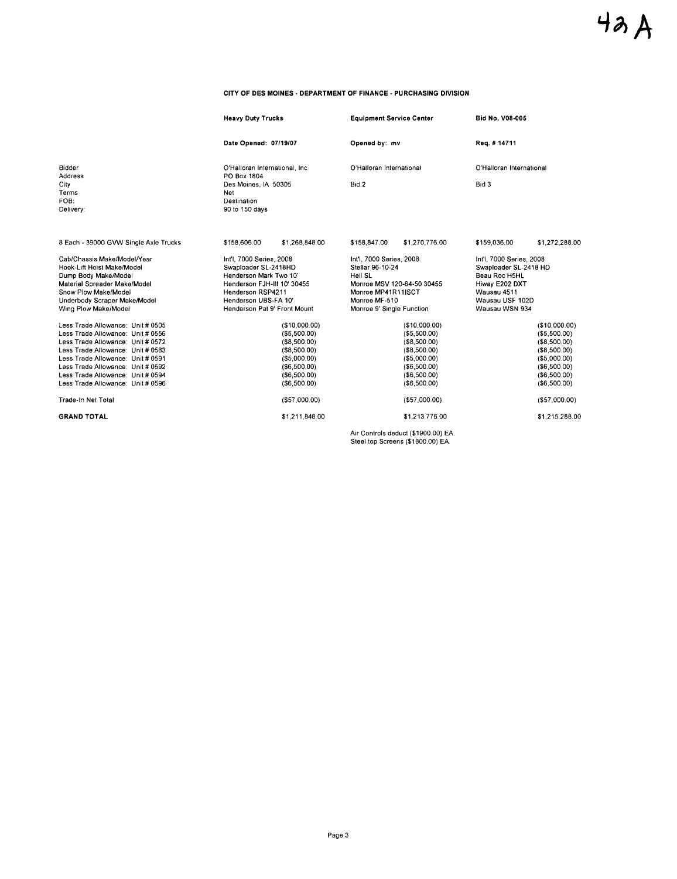42A

## CITY OF DES MOINES - DEPARTMENT OF FINANCE - PURCHASING DIVISION

| | | | | | | |
|---|---|---|---|---|---|---|
| | **Heavy Duty Trucks** | | **Equipment Service Center** | | **Bid No. V08-005** | |
| | **Date Opened: 07/19/07** | | **Opened by: mv** | | **Req. # 14711** | |
| Bidder | O'Halloran International, Inc. | | O'Halloran International | | O'Halloran International | |
| Address | PO Box 1804 | | | | | |
| City | Des Moines, IA 50305 | | Bid 2 | | Bid 3 | |
| Terms | Net | | | | | |
| FOB: | Destination | | | | | |
| Delivery: | 90 to 150 days | | | | | |
| 8 Each - 39000 GVW Single Axle Trucks | $158,606.00 | $1,268,848.00 | $158,847.00 | $1,270,776.00 | $159,036.00 | $1,272,288.00 |
| Cab/Chassis Make/Model/Year | Int'l, 7000 Series, 2008 | | Int'l, 7000 Series, 2008 | | Int'l, 7000 Series, 2008 | |
| Hook-Lift Hoist Make/Model | Swaploader SL-2418HD | | Stellar 96-10-24 | | Swaploader SL-2418 HD | |
| Dump Body Make/Model | Henderson Mark Two 10' | | Heil SL | | Beau Roc H5HL | |
| Material Spreader Make/Model | Henderson FJH-III 10' 30455 | | Monroe MSV 120-84-50 30455 | | Hiway E202 DXT | |
| Snow Plow Make/Model | Henderson RSP4211 | | Monroe MP41R11ISCT | | Wausau 4511 | |
| Underbody Scraper Make/Model | Henderson UBS-FA 10' | | Monroe MF-510 | | Wausau USF 102D | |
| Wing Plow Make/Model | Henderson Pat 9' Front Mount | | Monroe 9' Single Function | | Wausau WSN 934 | |
| Less Trade Allowance: Unit # 0505 | | ($10,000.00) | | ($10,000.00) | | ($10,000.00) |
| Less Trade Allowance: Unit # 0556 | | ($5,500.00) | | ($5,500.00) | | ($5,500.00) |
| Less Trade Allowance: Unit # 0572 | | ($8,500.00) | | ($8,500.00) | | ($8,500.00) |
| Less Trade Allowance: Unit # 0583 | | ($8,500.00) | | ($8,500.00) | | ($8,500.00) |
| Less Trade Allowance: Unit # 0591 | | ($5,000.00) | | ($5,000.00) | | ($5,000.00) |
| Less Trade Allowance: Unit # 0592 | | ($6,500.00) | | ($6,500.00) | | ($6,500.00) |
| Less Trade Allowance: Unit # 0594 | | ($6,500.00) | | ($6,500.00) | | ($6,500.00) |
| Less Trade Allowance: Unit # 0596 | | ($6,500.00) | | ($6,500.00) | | ($6,500.00) |
| Trade-In Net Total | | ($57,000.00) | | ($57,000.00) | | ($57,000.00) |
| **GRAND TOTAL** | | $1,211,848.00 | | $1,213,776.00 | | $1,215,288.00 |
| | | | Air Controls deduct ($1900.00) EA. Steel top Screens ($1800.00) EA. | | | |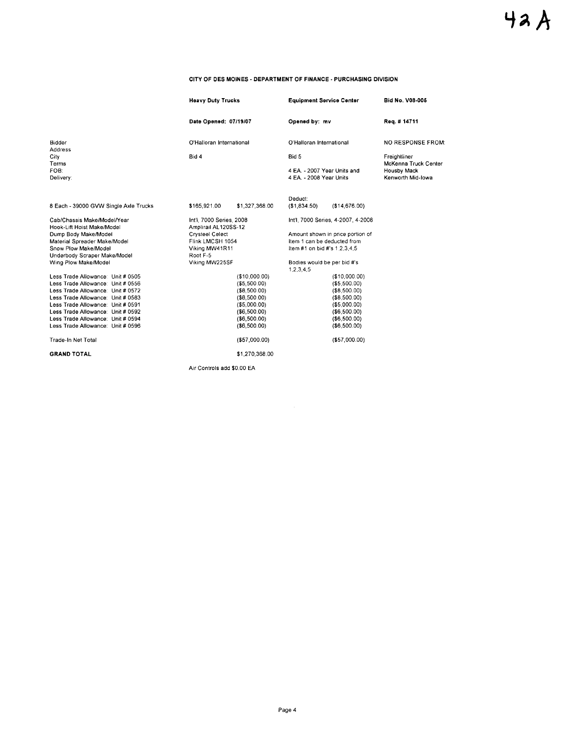42A

**CITY OF DES MOINES - DEPARTMENT OF FINANCE - PURCHASING DIVISION**

| | Heavy Duty Trucks | | Equipment Service Center | | Bid No. V08-005 |
|---|---|---|---|---|---|
| | **Date Opened: 07/19/07** | | **Opened by: mv** | | **Req. # 14711** |
| Bidder | O'Halloran International | | O'Halloran International | | NO RESPONSE FROM: |
| Address | | | | | |
| City | Bid 4 | | Bid 5 | | Freightliner |
| Terms | | | | | McKenna Truck Center |
| FOB: | | | 4 EA. - 2007 Year Units and | | Housby Mack |
| Delivery: | | | 4 EA. - 2008 Year Units | | Kenworth Mid-Iowa |
| | | | Deduct: | | |
| 8 Each - 39000 GVW Single Axle Trucks | $165,921.00 | $1,327,368.00 | ($1,834.50) | ($14,676.00) | |
| Cab/Chassis Make/Model/Year | Int'l, 7000 Series, 2008 | | Int'l, 7000 Series, 4-2007, 4-2008 | | |
| Hook-Lift Hoist Make/Model | Amplirail AL120SS-12 | | | | |
| Dump Body Make/Model | Crysteel Celect | | Amount shown in price portion of | | |
| Material Spreader Make/Model | Flink LMCSH 1054 | | Item 1 can be deducted from | | |
| Snow Plow Make/Model | Viking MW41R11 | | Item #1 on bid #'s 1,2,3,4,5 | | |
| Underbody Scraper Make/Model | Root F-5 | | | | |
| Wing Plow Make/Model | Viking MW225SF | | Bodies would be per bid #'s 1,2,3,4,5 | | |
| Less Trade Allowance: Unit # 0505 | | ($10,000.00) | | ($10,000.00) | |
| Less Trade Allowance: Unit # 0556 | | ($5,500.00) | | ($5,500.00) | |
| Less Trade Allowance: Unit # 0572 | | ($8,500.00) | | ($8,500.00) | |
| Less Trade Allowance: Unit # 0583 | | ($8,500.00) | | ($8,500.00) | |
| Less Trade Allowance: Unit # 0591 | | ($5,000.00) | | ($5,000.00) | |
| Less Trade Allowance: Unit # 0592 | | ($6,500.00) | | ($6,500.00) | |
| Less Trade Allowance: Unit # 0594 | | ($6,500.00) | | ($6,500.00) | |
| Less Trade Allowance: Unit # 0596 | | ($6,500.00) | | ($6,500.00) | |
| Trade-In Net Total | | ($57,000.00) | | ($57,000.00) | |
| **GRAND TOTAL** | | $1,270,368.00 | | | |
| | Air Controls add $0.00 EA | | | | |